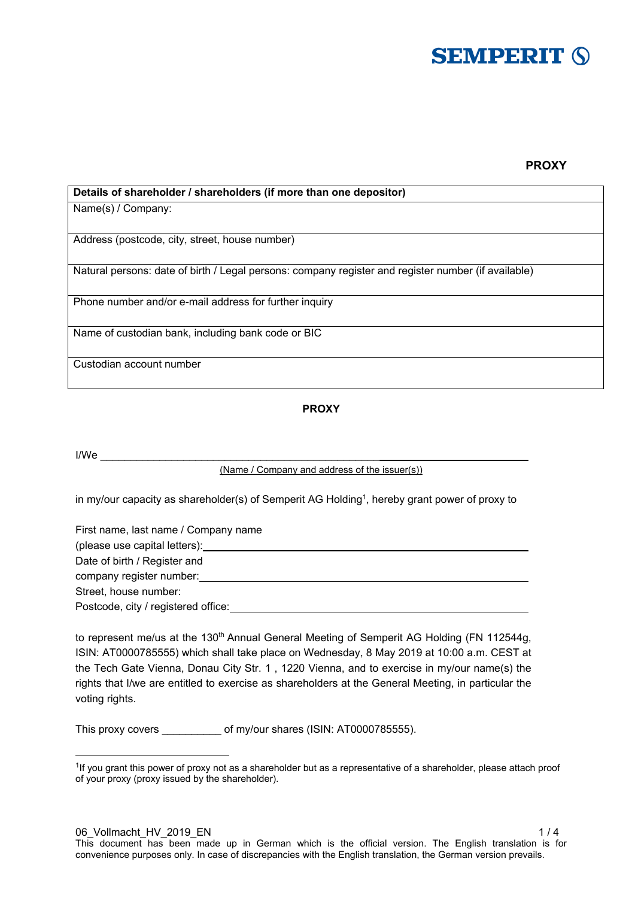SEMPERIT

**PROXY**

| Details of shareholder / shareholders (if more than one depositor) |
|---|
| Name(s) / Company: |
| Address (postcode, city, street, house number) |
| Natural persons: date of birth / Legal persons: company register and register number (if available) |
| Phone number and/or e-mail address for further inquiry |
| Name of custodian bank, including bank code or BIC |
| Custodian account number |

**PROXY**

I/We ______________________________________________________________________
(Name / Company and address of the issuer(s))

in my/our capacity as shareholder(s) of Semperit AG Holding[1], hereby grant power of proxy to

First name, last name / Company name
(please use capital letters): ______________________________________________
Date of birth / Register and
company register number: ______________________________________________
Street, house number:
Postcode, city / registered office: ______________________________________________

to represent me/us at the 130th Annual General Meeting of Semperit AG Holding (FN 112544g, ISIN: AT0000785555) which shall take place on Wednesday, 8 May 2019 at 10:00 a.m. CEST at the Tech Gate Vienna, Donau City Str. 1 , 1220 Vienna, and to exercise in my/our name(s) the rights that I/we are entitled to exercise as shareholders at the General Meeting, in particular the voting rights.

This proxy covers __________ of my/our shares (ISIN: AT0000785555).

[1] If you grant this power of proxy not as a shareholder but as a representative of a shareholder, please attach proof of your proxy (proxy issued by the shareholder).

06_Vollmacht_HV_2019_EN

This document has been made up in German which is the official version. The English translation is for convenience purposes only. In case of discrepancies with the English translation, the German version prevails.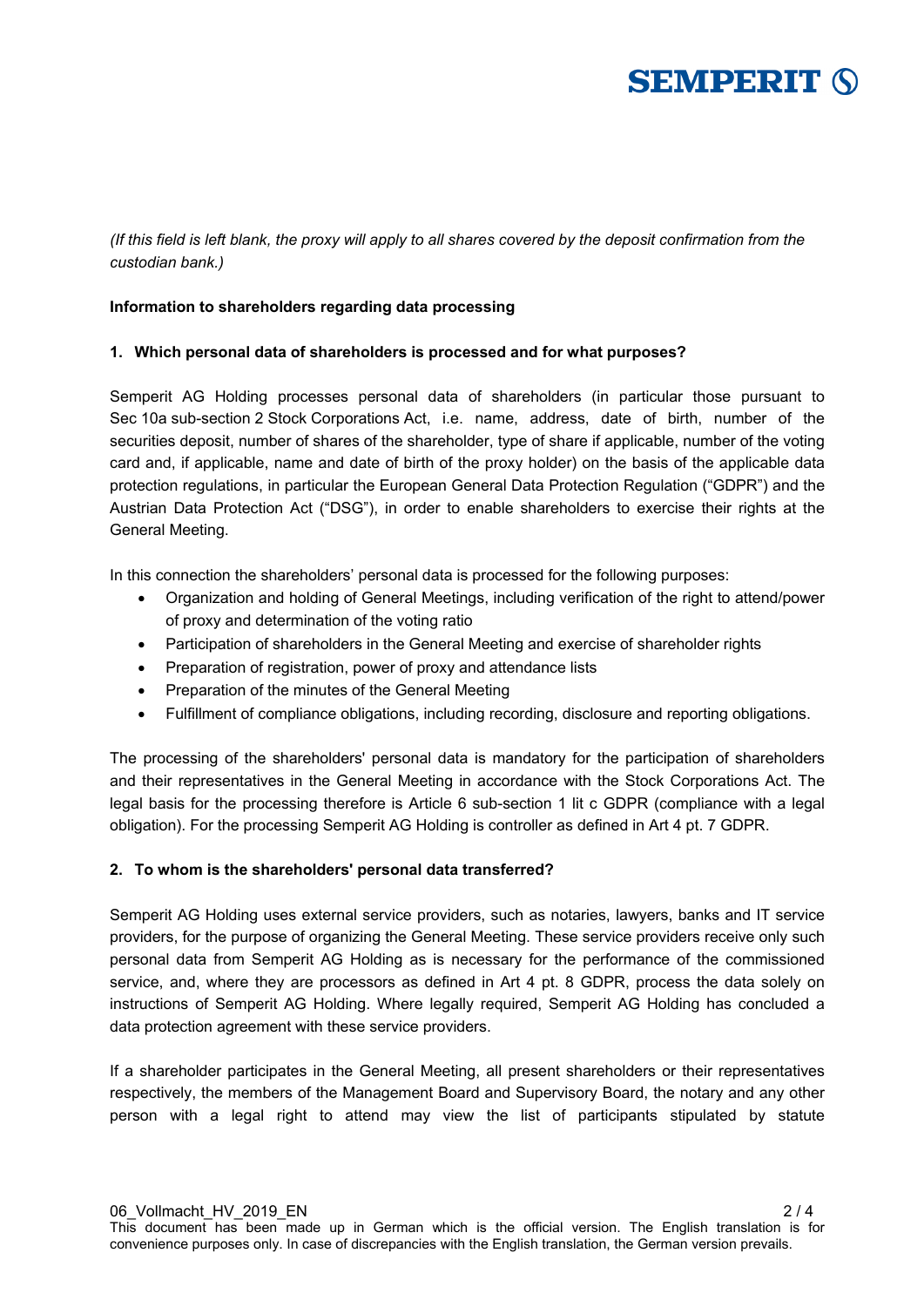*(If this field is left blank, the proxy will apply to all shares covered by the deposit confirmation from the custodian bank.)*

**Information to shareholders regarding data processing**

### 1. Which personal data of shareholders is processed and for what purposes?

Semperit AG Holding processes personal data of shareholders (in particular those pursuant to Sec 10a sub-section 2 Stock Corporations Act, i.e. name, address, date of birth, number of the securities deposit, number of shares of the shareholder, type of share if applicable, number of the voting card and, if applicable, name and date of birth of the proxy holder) on the basis of the applicable data protection regulations, in particular the European General Data Protection Regulation ("GDPR") and the Austrian Data Protection Act ("DSG"), in order to enable shareholders to exercise their rights at the General Meeting.

In this connection the shareholders' personal data is processed for the following purposes:

- Organization and holding of General Meetings, including verification of the right to attend/power of proxy and determination of the voting ratio
- Participation of shareholders in the General Meeting and exercise of shareholder rights
- Preparation of registration, power of proxy and attendance lists
- Preparation of the minutes of the General Meeting
- Fulfillment of compliance obligations, including recording, disclosure and reporting obligations.

The processing of the shareholders' personal data is mandatory for the participation of shareholders and their representatives in the General Meeting in accordance with the Stock Corporations Act. The legal basis for the processing therefore is Article 6 sub-section 1 lit c GDPR (compliance with a legal obligation). For the processing Semperit AG Holding is controller as defined in Art 4 pt. 7 GDPR.

### 2. To whom is the shareholders' personal data transferred?

Semperit AG Holding uses external service providers, such as notaries, lawyers, banks and IT service providers, for the purpose of organizing the General Meeting. These service providers receive only such personal data from Semperit AG Holding as is necessary for the performance of the commissioned service, and, where they are processors as defined in Art 4 pt. 8 GDPR, process the data solely on instructions of Semperit AG Holding. Where legally required, Semperit AG Holding has concluded a data protection agreement with these service providers.

If a shareholder participates in the General Meeting, all present shareholders or their representatives respectively, the members of the Management Board and Supervisory Board, the notary and any other person with a legal right to attend may view the list of participants stipulated by statute

This document has been made up in German which is the official version. The English translation is for convenience purposes only. In case of discrepancies with the English translation, the German version prevails.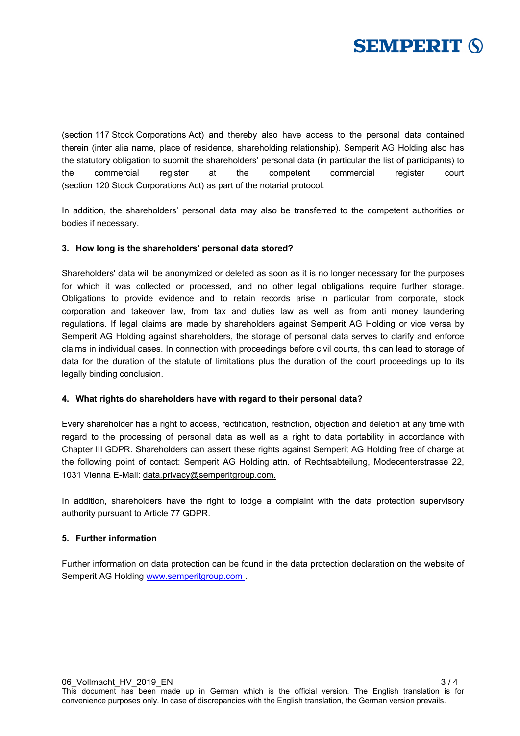(section 117 Stock Corporations Act) and thereby also have access to the personal data contained therein (inter alia name, place of residence, shareholding relationship). Semperit AG Holding also has the statutory obligation to submit the shareholders' personal data (in particular the list of participants) to the commercial register at the competent commercial register court (section 120 Stock Corporations Act) as part of the notarial protocol.

In addition, the shareholders' personal data may also be transferred to the competent authorities or bodies if necessary.

**3. How long is the shareholders' personal data stored?**

Shareholders' data will be anonymized or deleted as soon as it is no longer necessary for the purposes for which it was collected or processed, and no other legal obligations require further storage. Obligations to provide evidence and to retain records arise in particular from corporate, stock corporation and takeover law, from tax and duties law as well as from anti money laundering regulations. If legal claims are made by shareholders against Semperit AG Holding or vice versa by Semperit AG Holding against shareholders, the storage of personal data serves to clarify and enforce claims in individual cases. In connection with proceedings before civil courts, this can lead to storage of data for the duration of the statute of limitations plus the duration of the court proceedings up to its legally binding conclusion.

**4. What rights do shareholders have with regard to their personal data?**

Every shareholder has a right to access, rectification, restriction, objection and deletion at any time with regard to the processing of personal data as well as a right to data portability in accordance with Chapter III GDPR. Shareholders can assert these rights against Semperit AG Holding free of charge at the following point of contact: Semperit AG Holding attn. of Rechtsabteilung, Modecenterstrasse 22, 1031 Vienna E-Mail: data.privacy@semperitgroup.com.

In addition, shareholders have the right to lodge a complaint with the data protection supervisory authority pursuant to Article 77 GDPR.

**5. Further information**

Further information on data protection can be found in the data protection declaration on the website of Semperit AG Holding www.semperitgroup.com .

This document has been made up in German which is the official version. The English translation is for convenience purposes only. In case of discrepancies with the English translation, the German version prevails.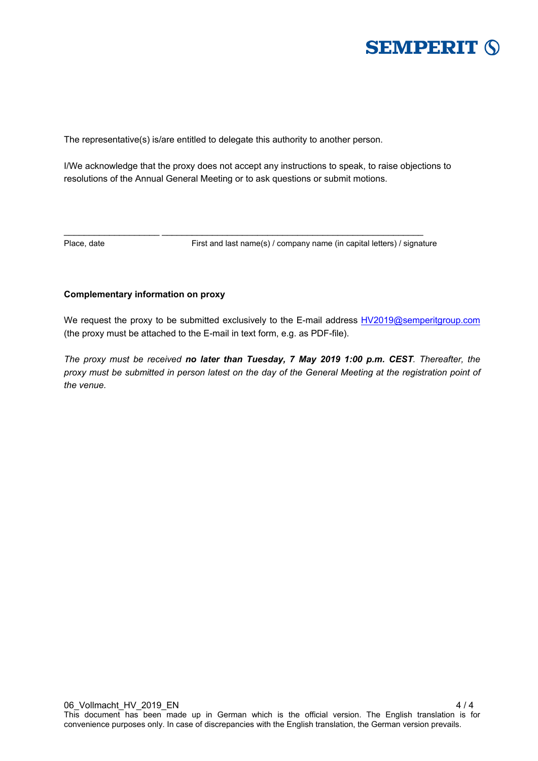The representative(s) is/are entitled to delegate this authority to another person.

I/We acknowledge that the proxy does not accept any instructions to speak, to raise objections to resolutions of the Annual General Meeting or to ask questions or submit motions.

\_\_\_\_\_\_\_\_\_\_\_\_\_\_\_\_\_\_\_\_ \_\_\_\_\_\_\_\_\_\_\_\_\_\_\_\_\_\_\_\_\_\_\_\_\_\_\_\_\_\_\_\_\_\_\_\_\_\_\_\_\_\_\_\_\_\_\_\_\_\_\_\_

Place, date First and last name(s) / company name (in capital letters) / signature

**Complementary information on proxy**

We request the proxy to be submitted exclusively to the E-mail address HV2019@semperitgroup.com (the proxy must be attached to the E-mail in text form, e.g. as PDF-file).

*The proxy must be received* ***no later than Tuesday, 7 May 2019 1:00 p.m. CEST****. Thereafter, the proxy must be submitted in person latest on the day of the General Meeting at the registration point of the venue.*

This document has been made up in German which is the official version. The English translation is for convenience purposes only. In case of discrepancies with the English translation, the German version prevails.